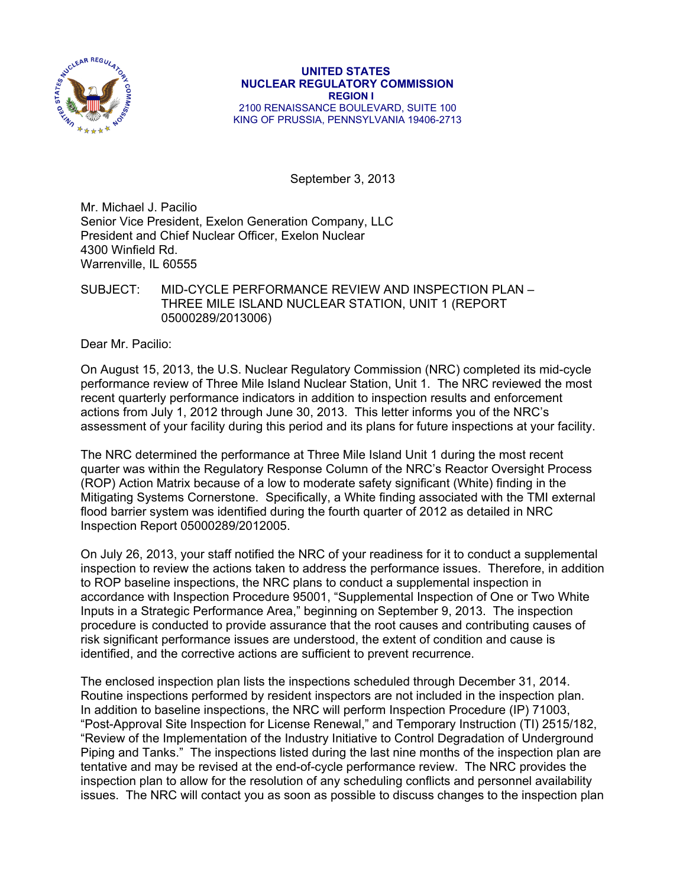**UNITED STATES**
**NUCLEAR REGULATORY COMMISSION**
**REGION I**
2100 RENAISSANCE BOULEVARD, SUITE 100
KING OF PRUSSIA, PENNSYLVANIA 19406-2713

September 3, 2013

Mr. Michael J. Pacilio
Senior Vice President, Exelon Generation Company, LLC
President and Chief Nuclear Officer, Exelon Nuclear
4300 Winfield Rd.
Warrenville, IL 60555

SUBJECT: MID-CYCLE PERFORMANCE REVIEW AND INSPECTION PLAN – THREE MILE ISLAND NUCLEAR STATION, UNIT 1 (REPORT 05000289/2013006)

Dear Mr. Pacilio:

On August 15, 2013, the U.S. Nuclear Regulatory Commission (NRC) completed its mid-cycle performance review of Three Mile Island Nuclear Station, Unit 1. The NRC reviewed the most recent quarterly performance indicators in addition to inspection results and enforcement actions from July 1, 2012 through June 30, 2013. This letter informs you of the NRC's assessment of your facility during this period and its plans for future inspections at your facility.

The NRC determined the performance at Three Mile Island Unit 1 during the most recent quarter was within the Regulatory Response Column of the NRC's Reactor Oversight Process (ROP) Action Matrix because of a low to moderate safety significant (White) finding in the Mitigating Systems Cornerstone. Specifically, a White finding associated with the TMI external flood barrier system was identified during the fourth quarter of 2012 as detailed in NRC Inspection Report 05000289/2012005.

On July 26, 2013, your staff notified the NRC of your readiness for it to conduct a supplemental inspection to review the actions taken to address the performance issues. Therefore, in addition to ROP baseline inspections, the NRC plans to conduct a supplemental inspection in accordance with Inspection Procedure 95001, "Supplemental Inspection of One or Two White Inputs in a Strategic Performance Area," beginning on September 9, 2013. The inspection procedure is conducted to provide assurance that the root causes and contributing causes of risk significant performance issues are understood, the extent of condition and cause is identified, and the corrective actions are sufficient to prevent recurrence.

The enclosed inspection plan lists the inspections scheduled through December 31, 2014. Routine inspections performed by resident inspectors are not included in the inspection plan. In addition to baseline inspections, the NRC will perform Inspection Procedure (IP) 71003, "Post-Approval Site Inspection for License Renewal," and Temporary Instruction (TI) 2515/182, "Review of the Implementation of the Industry Initiative to Control Degradation of Underground Piping and Tanks." The inspections listed during the last nine months of the inspection plan are tentative and may be revised at the end-of-cycle performance review. The NRC provides the inspection plan to allow for the resolution of any scheduling conflicts and personnel availability issues. The NRC will contact you as soon as possible to discuss changes to the inspection plan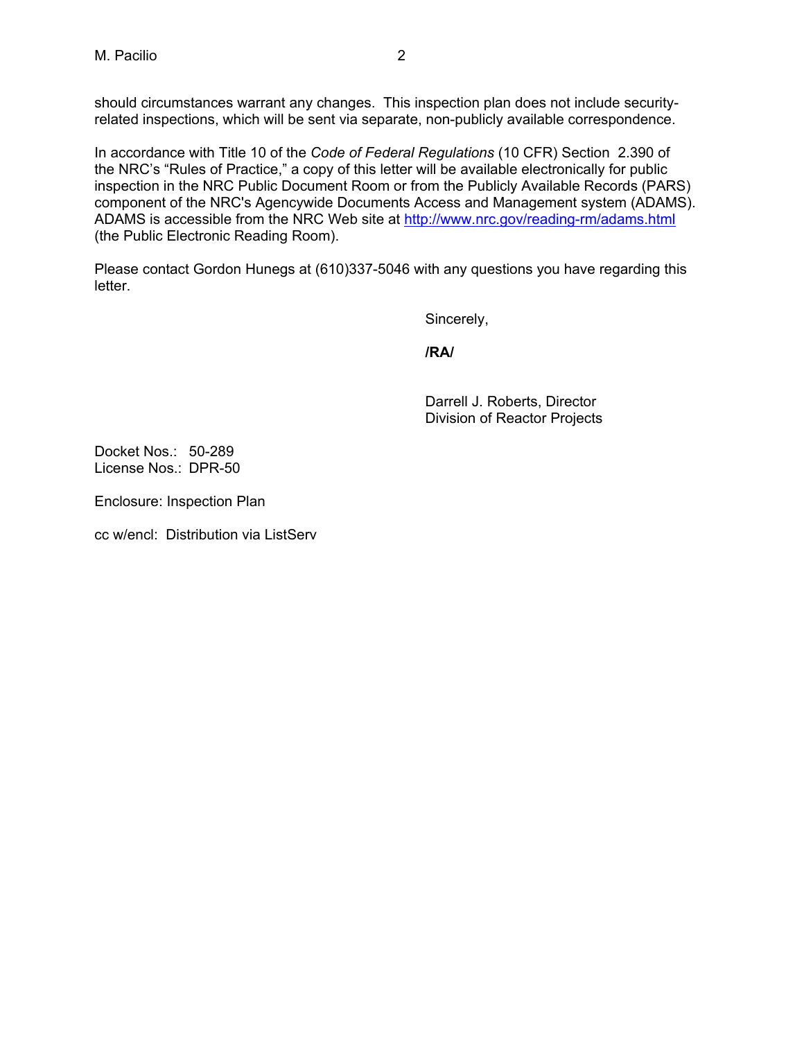should circumstances warrant any changes. This inspection plan does not include security-related inspections, which will be sent via separate, non-publicly available correspondence.

In accordance with Title 10 of the *Code of Federal Regulations* (10 CFR) Section 2.390 of the NRC's "Rules of Practice," a copy of this letter will be available electronically for public inspection in the NRC Public Document Room or from the Publicly Available Records (PARS) component of the NRC's Agencywide Documents Access and Management system (ADAMS). ADAMS is accessible from the NRC Web site at http://www.nrc.gov/reading-rm/adams.html (the Public Electronic Reading Room).

Please contact Gordon Hunegs at (610)337-5046 with any questions you have regarding this letter.

Sincerely,

**/RA/**

Darrell J. Roberts, Director
Division of Reactor Projects

Docket Nos.: 50-289
License Nos.: DPR-50

Enclosure: Inspection Plan

cc w/encl: Distribution via ListServ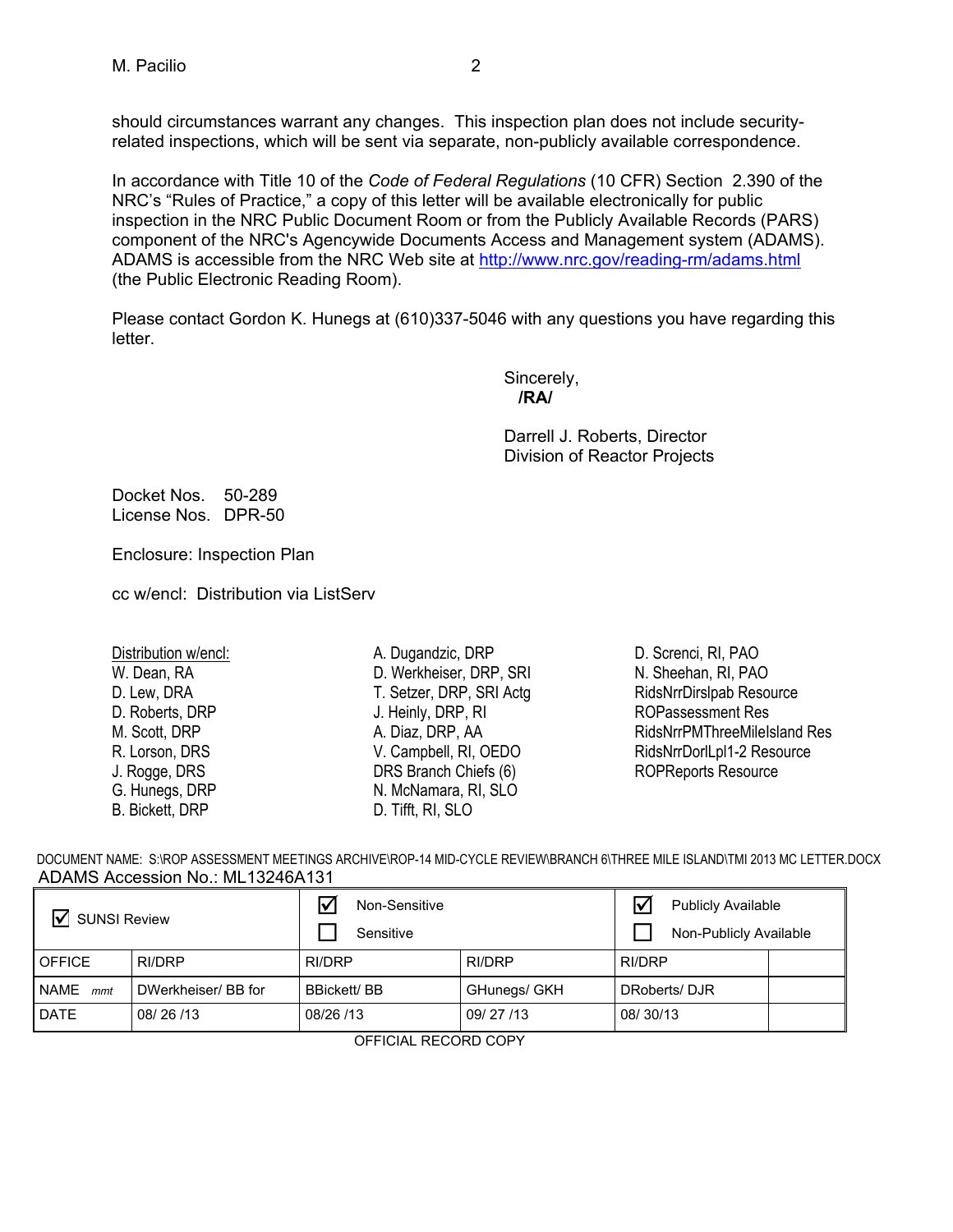should circumstances warrant any changes. This inspection plan does not include security-related inspections, which will be sent via separate, non-publicly available correspondence.

In accordance with Title 10 of the *Code of Federal Regulations* (10 CFR) Section 2.390 of the NRC's "Rules of Practice," a copy of this letter will be available electronically for public inspection in the NRC Public Document Room or from the Publicly Available Records (PARS) component of the NRC's Agencywide Documents Access and Management system (ADAMS). ADAMS is accessible from the NRC Web site at http://www.nrc.gov/reading-rm/adams.html (the Public Electronic Reading Room).

Please contact Gordon K. Hunegs at (610)337-5046 with any questions you have regarding this letter.

Sincerely,
**/RA/**

Darrell J. Roberts, Director
Division of Reactor Projects

Docket Nos. 50-289
License Nos. DPR-50

Enclosure: Inspection Plan

cc w/encl: Distribution via ListServ

Distribution w/encl:
W. Dean, RA
D. Lew, DRA
D. Roberts, DRP
M. Scott, DRP
R. Lorson, DRS
J. Rogge, DRS
G. Hunegs, DRP
B. Bickett, DRP
A. Dugandzic, DRP
D. Werkheiser, DRP, SRI
T. Setzer, DRP, SRI Actg
J. Heinly, DRP, RI
A. Diaz, DRP, AA
V. Campbell, RI, OEDO
DRS Branch Chiefs (6)
N. McNamara, RI, SLO
D. Tifft, RI, SLO
D. Screnci, RI, PAO
N. Sheehan, RI, PAO
RidsNrrDirslpab Resource
ROPassessment Res
RidsNrrPMThreeMileIsland Res
RidsNrrDorlLpl1-2 Resource
ROPReports Resource

DOCUMENT NAME: S:\ROP ASSESSMENT MEETINGS ARCHIVE\ROP-14 MID-CYCLE REVIEW\BRANCH 6\THREE MILE ISLAND\TMI 2013 MC LETTER.DOCX
ADAMS Accession No.: ML13246A131

| ☑ SUNSI Review | | ☑ Non-Sensitive<br>☐ Sensitive | | ☑ Publicly Available<br>☐ Non-Publicly Available | |
|---|---|---|---|---|---|
| OFFICE | RI/DRP | RI/DRP | RI/DRP | RI/DRP | |
| NAME *mmt* | DWerkheiser/ BB for | BBickett/ BB | GHunegs/ GKH | DRoberts/ DJR | |
| DATE | 08/ 26 /13 | 08/26 /13 | 09/ 27 /13 | 08/ 30/13 | |

OFFICIAL RECORD COPY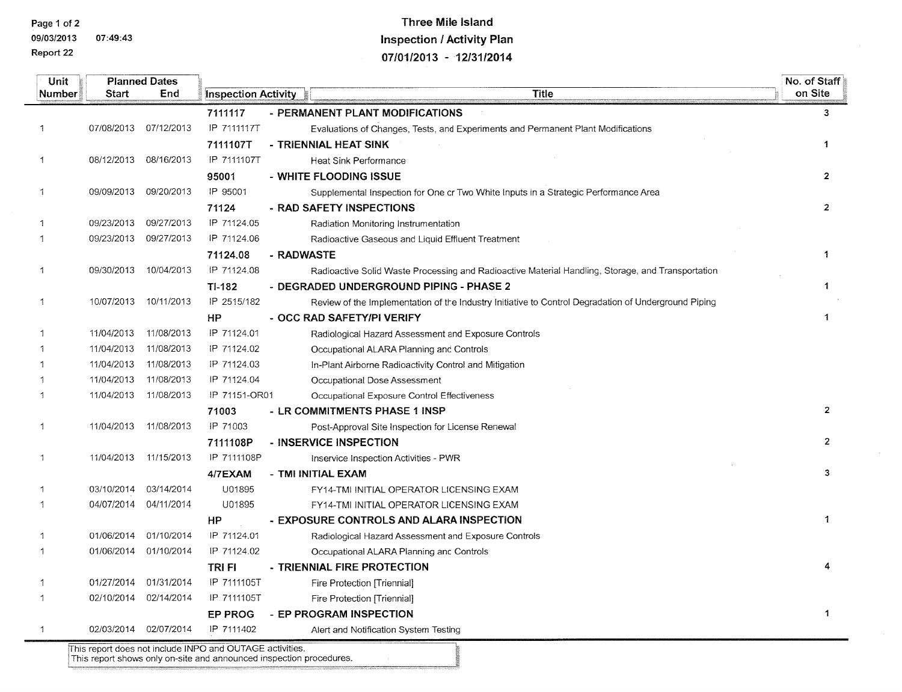# Three Mile Island
## Inspection / Activity Plan
### 07/01/2013 - 12/31/2014

09/03/2013 07:49:43
Report 22

| Unit Number | Planned Dates Start | End | Inspection Activity | Title | No. of Staff on Site |
|---|---|---|---|---|---|
| | | | **7111117** | **- PERMANENT PLANT MODIFICATIONS** | 3 |
| 1 | 07/08/2013 | 07/12/2013 | IP 7111117T | Evaluations of Changes, Tests, and Experiments and Permanent Plant Modifications | |
| | | | **7111107T** | **- TRIENNIAL HEAT SINK** | 1 |
| 1 | 08/12/2013 | 08/16/2013 | IP 7111107T | Heat Sink Performance | |
| | | | **95001** | **- WHITE FLOODING ISSUE** | 2 |
| 1 | 09/09/2013 | 09/20/2013 | IP 95001 | Supplemental Inspection for One or Two White Inputs in a Strategic Performance Area | |
| | | | **71124** | **- RAD SAFETY INSPECTIONS** | 2 |
| 1 | 09/23/2013 | 09/27/2013 | IP 71124.05 | Radiation Monitoring Instrumentation | |
| 1 | 09/23/2013 | 09/27/2013 | IP 71124.06 | Radioactive Gaseous and Liquid Effluent Treatment | |
| | | | **71124.08** | **- RADWASTE** | 1 |
| 1 | 09/30/2013 | 10/04/2013 | IP 71124.08 | Radioactive Solid Waste Processing and Radioactive Material Handling, Storage, and Transportation | |
| | | | **TI-182** | **- DEGRADED UNDERGROUND PIPING - PHASE 2** | 1 |
| 1 | 10/07/2013 | 10/11/2013 | IP 2515/182 | Review of the Implementation of the Industry Initiative to Control Degradation of Underground Piping | |
| | | | **HP** | **- OCC RAD SAFETY/PI VERIFY** | 1 |
| 1 | 11/04/2013 | 11/08/2013 | IP 71124.01 | Radiological Hazard Assessment and Exposure Controls | |
| 1 | 11/04/2013 | 11/08/2013 | IP 71124.02 | Occupational ALARA Planning and Controls | |
| 1 | 11/04/2013 | 11/08/2013 | IP 71124.03 | In-Plant Airborne Radioactivity Control and Mitigation | |
| 1 | 11/04/2013 | 11/08/2013 | IP 71124.04 | Occupational Dose Assessment | |
| 1 | 11/04/2013 | 11/08/2013 | IP 71151-OR01 | Occupational Exposure Control Effectiveness | |
| | | | **71003** | **- LR COMMITMENTS PHASE 1 INSP** | 2 |
| 1 | 11/04/2013 | 11/08/2013 | IP 71003 | Post-Approval Site Inspection for License Renewal | |
| | | | **7111108P** | **- INSERVICE INSPECTION** | 2 |
| 1 | 11/04/2013 | 11/15/2013 | IP 7111108P | Inservice Inspection Activities - PWR | |
| | | | **4/7EXAM** | **- TMI INITIAL EXAM** | 3 |
| 1 | 03/10/2014 | 03/14/2014 | U01895 | FY14-TMI INITIAL OPERATOR LICENSING EXAM | |
| 1 | 04/07/2014 | 04/11/2014 | U01895 | FY14-TMI INITIAL OPERATOR LICENSING EXAM | |
| | | | **HP** | **- EXPOSURE CONTROLS AND ALARA INSPECTION** | 1 |
| 1 | 01/06/2014 | 01/10/2014 | IP 71124.01 | Radiological Hazard Assessment and Exposure Controls | |
| 1 | 01/06/2014 | 01/10/2014 | IP 71124.02 | Occupational ALARA Planning and Controls | |
| | | | **TRI FI** | **- TRIENNIAL FIRE PROTECTION** | 4 |
| 1 | 01/27/2014 | 01/31/2014 | IP 7111105T | Fire Protection [Triennial] | |
| 1 | 02/10/2014 | 02/14/2014 | IP 7111105T | Fire Protection [Triennial] | |
| | | | **EP PROG** | **- EP PROGRAM INSPECTION** | 1 |
| 1 | 02/03/2014 | 02/07/2014 | IP 7111402 | Alert and Notification System Testing | |

This report does not include INPO and OUTAGE activities.
This report shows only on-site and announced inspection procedures.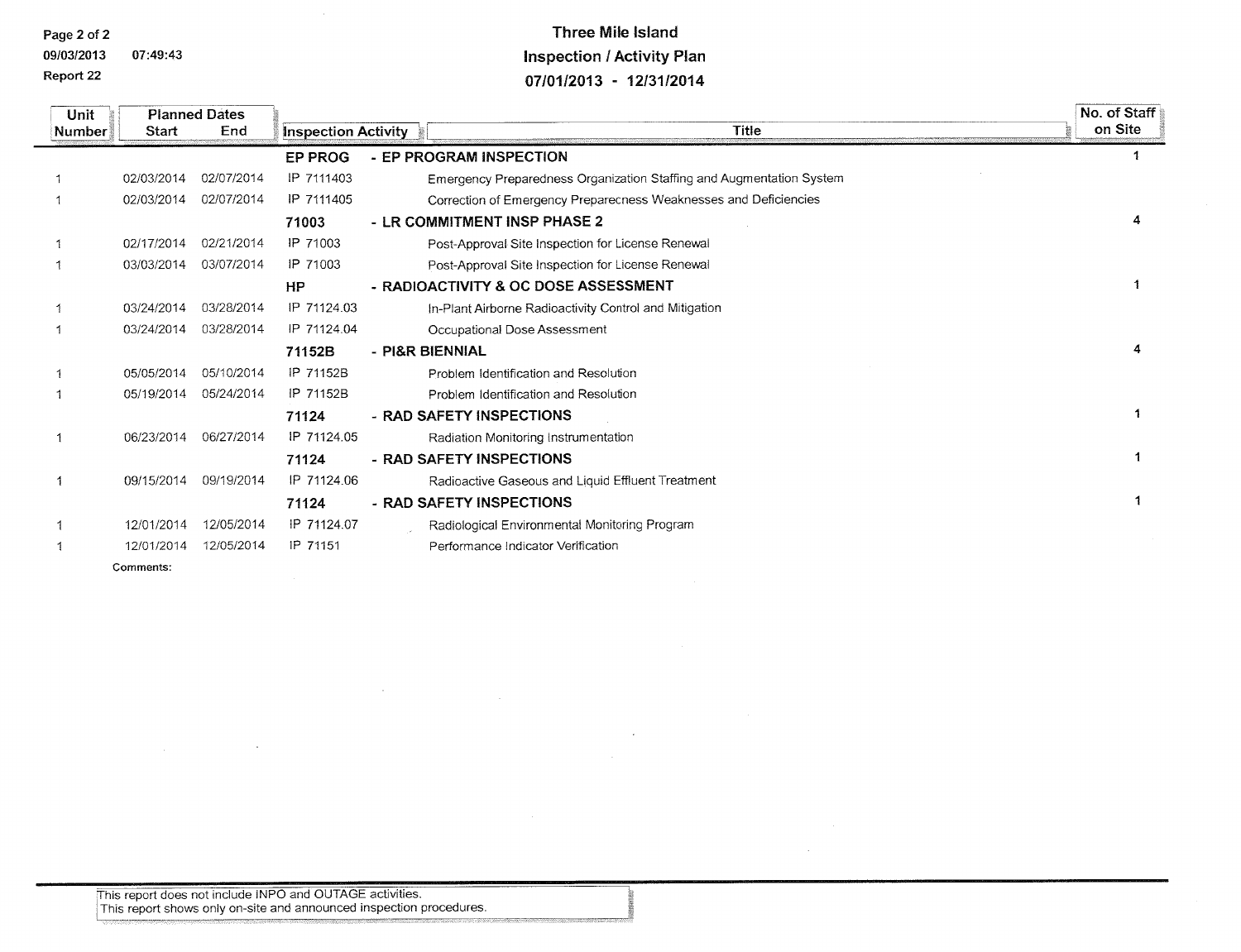# Three Mile Island
## Inspection / Activity Plan
## 07/01/2013 - 12/31/2014

Report 22

| Unit Number | Planned Dates Start | End | Inspection Activity | Title | No. of Staff on Site |
|---|---|---|---|---|---|
| | | | **EP PROG** | **- EP PROGRAM INSPECTION** | 1 |
| 1 | 02/03/2014 | 02/07/2014 | IP 7111403 | Emergency Preparedness Organization Staffing and Augmentation System | |
| 1 | 02/03/2014 | 02/07/2014 | IP 7111405 | Correction of Emergency Preparecness Weaknesses and Deficiencies | |
| | | | **71003** | **- LR COMMITMENT INSP PHASE 2** | 4 |
| 1 | 02/17/2014 | 02/21/2014 | IP 71003 | Post-Approval Site Inspection for License Renewal | |
| 1 | 03/03/2014 | 03/07/2014 | IP 71003 | Post-Approval Site Inspection for License Renewal | |
| | | | **HP** | **- RADIOACTIVITY & OC DOSE ASSESSMENT** | 1 |
| 1 | 03/24/2014 | 03/28/2014 | IP 71124.03 | In-Plant Airborne Radioactivity Control and Mitigation | |
| 1 | 03/24/2014 | 03/28/2014 | IP 71124.04 | Occupational Dose Assessment | |
| | | | **71152B** | **- PI&R BIENNIAL** | 4 |
| 1 | 05/05/2014 | 05/10/2014 | IP 71152B | Problem Identification and Resolution | |
| 1 | 05/19/2014 | 05/24/2014 | IP 71152B | Problem Identification and Resolution | |
| | | | **71124** | **- RAD SAFETY INSPECTIONS** | 1 |
| 1 | 06/23/2014 | 06/27/2014 | IP 71124.05 | Radiation Monitoring Instrumentation | |
| | | | **71124** | **- RAD SAFETY INSPECTIONS** | 1 |
| 1 | 09/15/2014 | 09/19/2014 | IP 71124.06 | Radioactive Gaseous and Liquid Effluent Treatment | |
| | | | **71124** | **- RAD SAFETY INSPECTIONS** | 1 |
| 1 | 12/01/2014 | 12/05/2014 | IP 71124.07 | Radiological Environmental Monitoring Program | |
| 1 | 12/01/2014 | 12/05/2014 | IP 71151 | Performance Indicator Verification | |

Comments:

This report does not include INPO and OUTAGE activities.
This report shows only on-site and announced inspection procedures.